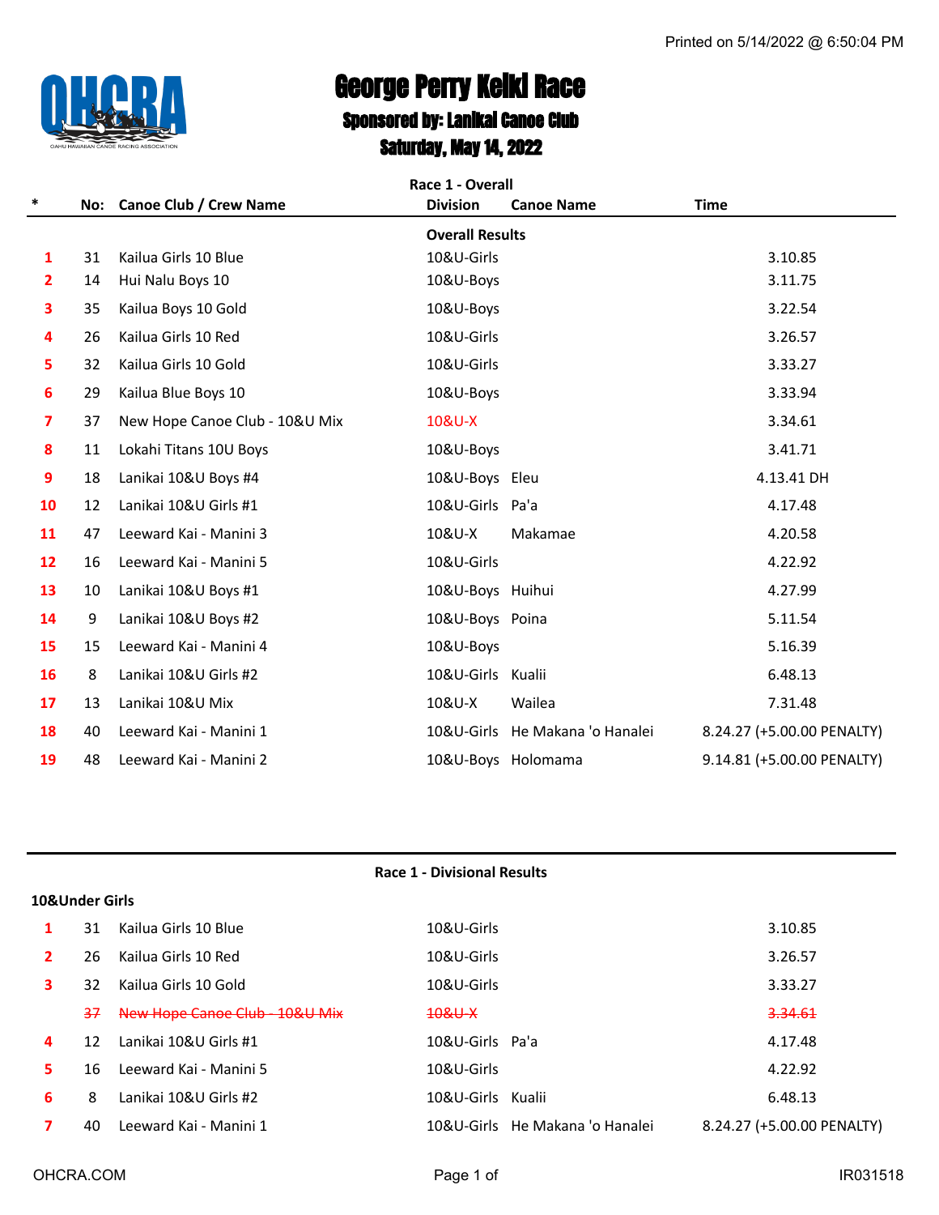Printed on 5/14/2022 @ 6:50:04 PM

OHCRA
OAHU HAWAIIAN CANOE RACING ASSOCIATION

# George Perry Keiki Race

## Sponsored by: Lanikai Canoe Club

### Saturday, May 14, 2022

**Race 1 - Overall**

| * | No: | Canoe Club / Crew Name | Division | Canoe Name | Time |
|---|---|---|---|---|---|
| | | | **Overall Results** | | |
| 1 | 31 | Kailua Girls 10 Blue | 10&U-Girls | | 3.10.85 |
| 2 | 14 | Hui Nalu Boys 10 | 10&U-Boys | | 3.11.75 |
| 3 | 35 | Kailua Boys 10 Gold | 10&U-Boys | | 3.22.54 |
| 4 | 26 | Kailua Girls 10 Red | 10&U-Girls | | 3.26.57 |
| 5 | 32 | Kailua Girls 10 Gold | 10&U-Girls | | 3.33.27 |
| 6 | 29 | Kailua Blue Boys 10 | 10&U-Boys | | 3.33.94 |
| 7 | 37 | New Hope Canoe Club - 10&U Mix | 10&U-X | | 3.34.61 |
| 8 | 11 | Lokahi Titans 10U Boys | 10&U-Boys | | 3.41.71 |
| 9 | 18 | Lanikai 10&U Boys #4 | 10&U-Boys | Eleu | 4.13.41 DH |
| 10 | 12 | Lanikai 10&U Girls #1 | 10&U-Girls | Pa'a | 4.17.48 |
| 11 | 47 | Leeward Kai - Manini 3 | 10&U-X | Makamae | 4.20.58 |
| 12 | 16 | Leeward Kai - Manini 5 | 10&U-Girls | | 4.22.92 |
| 13 | 10 | Lanikai 10&U Boys #1 | 10&U-Boys | Huihui | 4.27.99 |
| 14 | 9 | Lanikai 10&U Boys #2 | 10&U-Boys | Poina | 5.11.54 |
| 15 | 15 | Leeward Kai - Manini 4 | 10&U-Boys | | 5.16.39 |
| 16 | 8 | Lanikai 10&U Girls #2 | 10&U-Girls | Kualii | 6.48.13 |
| 17 | 13 | Lanikai 10&U Mix | 10&U-X | Wailea | 7.31.48 |
| 18 | 40 | Leeward Kai - Manini 1 | 10&U-Girls | He Makana 'o Hanalei | 8.24.27 (+5.00.00 PENALTY) |
| 19 | 48 | Leeward Kai - Manini 2 | 10&U-Boys | Holomama | 9.14.81 (+5.00.00 PENALTY) |

**Race 1 - Divisional Results**

**10&Under Girls**

| * | No: | Canoe Club / Crew Name | Division | Canoe Name | Time |
|---|---|---|---|---|---|
| 1 | 31 | Kailua Girls 10 Blue | 10&U-Girls | | 3.10.85 |
| 2 | 26 | Kailua Girls 10 Red | 10&U-Girls | | 3.26.57 |
| 3 | 32 | Kailua Girls 10 Gold | 10&U-Girls | | 3.33.27 |
| | ~~37~~ | ~~New Hope Canoe Club - 10&U Mix~~ | ~~10&U-X~~ | | ~~3.34.61~~ |
| 4 | 12 | Lanikai 10&U Girls #1 | 10&U-Girls | Pa'a | 4.17.48 |
| 5 | 16 | Leeward Kai - Manini 5 | 10&U-Girls | | 4.22.92 |
| 6 | 8 | Lanikai 10&U Girls #2 | 10&U-Girls | Kualii | 6.48.13 |
| 7 | 40 | Leeward Kai - Manini 1 | 10&U-Girls | He Makana 'o Hanalei | 8.24.27 (+5.00.00 PENALTY) |

OHCRA.COM IR031518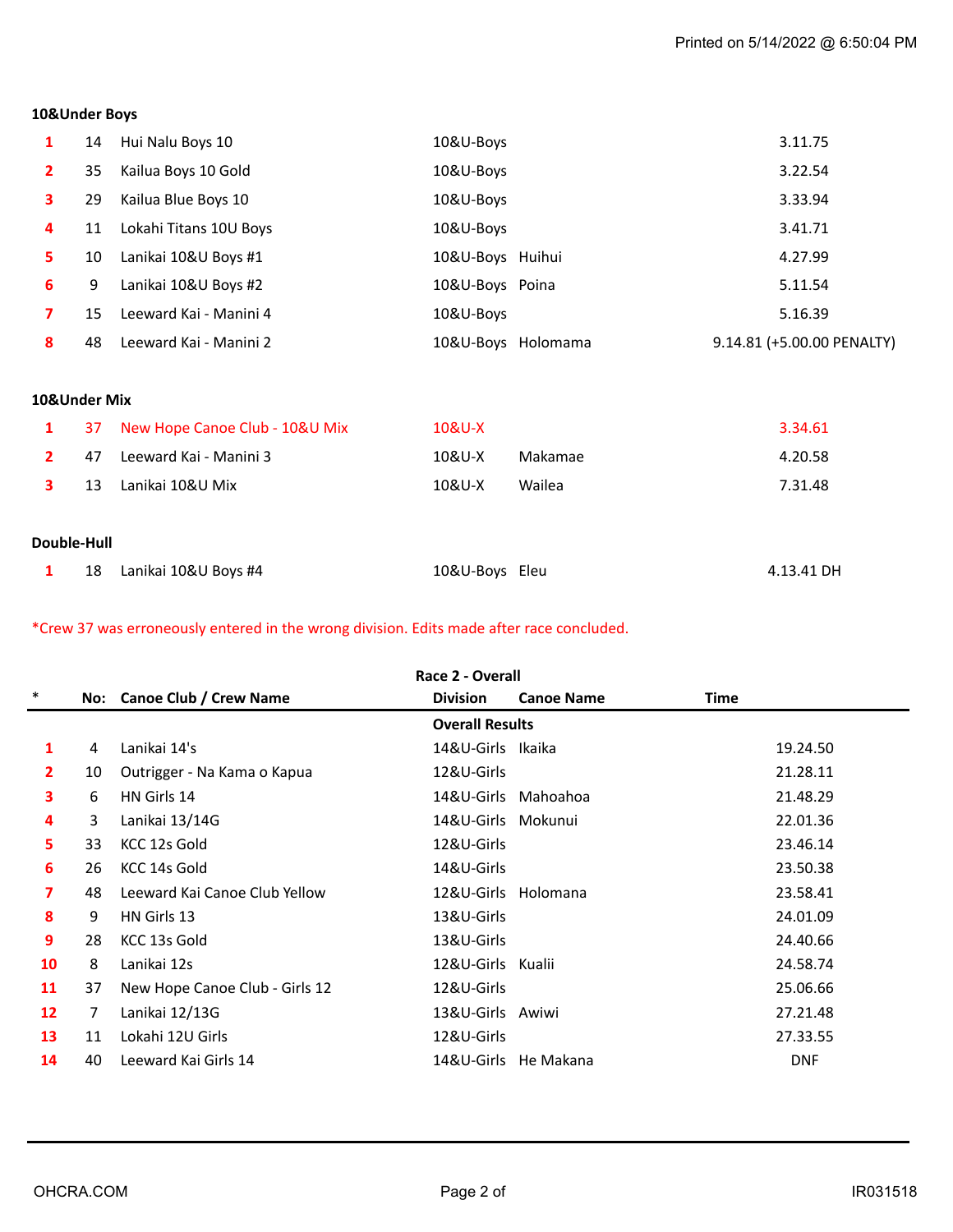Printed on 5/14/2022 @ 6:50:04 PM

### 10&Under Boys

| Place | No. | Canoe Club / Crew Name | Division | Canoe Name | Time |
|---|---|---|---|---|---|
| 1 | 14 | Hui Nalu Boys 10 | 10&U-Boys | | 3.11.75 |
| 2 | 35 | Kailua Boys 10 Gold | 10&U-Boys | | 3.22.54 |
| 3 | 29 | Kailua Blue Boys 10 | 10&U-Boys | | 3.33.94 |
| 4 | 11 | Lokahi Titans 10U Boys | 10&U-Boys | | 3.41.71 |
| 5 | 10 | Lanikai 10&U Boys #1 | 10&U-Boys | Huihui | 4.27.99 |
| 6 | 9 | Lanikai 10&U Boys #2 | 10&U-Boys | Poina | 5.11.54 |
| 7 | 15 | Leeward Kai - Manini 4 | 10&U-Boys | | 5.16.39 |
| 8 | 48 | Leeward Kai - Manini 2 | 10&U-Boys | Holomama | 9.14.81 (+5.00.00 PENALTY) |

### 10&Under Mix

| Place | No. | Canoe Club / Crew Name | Division | Canoe Name | Time |
|---|---|---|---|---|---|
| 1 | 37 | New Hope Canoe Club - 10&U Mix | 10&U-X | | 3.34.61 |
| 2 | 47 | Leeward Kai - Manini 3 | 10&U-X | Makamae | 4.20.58 |
| 3 | 13 | Lanikai 10&U Mix | 10&U-X | Wailea | 7.31.48 |

### Double-Hull

| Place | No. | Canoe Club / Crew Name | Division | Canoe Name | Time |
|---|---|---|---|---|---|
| 1 | 18 | Lanikai 10&U Boys #4 | 10&U-Boys | Eleu | 4.13.41 DH |

*Crew 37 was erroneously entered in the wrong division. Edits made after race concluded.

### Race 2 - Overall

**Overall Results**

| * | No: | Canoe Club / Crew Name | Division | Canoe Name | Time |
|---|---|---|---|---|---|
| 1 | 4 | Lanikai 14's | 14&U-Girls | Ikaika | 19.24.50 |
| 2 | 10 | Outrigger - Na Kama o Kapua | 12&U-Girls | | 21.28.11 |
| 3 | 6 | HN Girls 14 | 14&U-Girls | Mahoahoa | 21.48.29 |
| 4 | 3 | Lanikai 13/14G | 14&U-Girls | Mokunui | 22.01.36 |
| 5 | 33 | KCC 12s Gold | 12&U-Girls | | 23.46.14 |
| 6 | 26 | KCC 14s Gold | 14&U-Girls | | 23.50.38 |
| 7 | 48 | Leeward Kai Canoe Club Yellow | 12&U-Girls | Holomana | 23.58.41 |
| 8 | 9 | HN Girls 13 | 13&U-Girls | | 24.01.09 |
| 9 | 28 | KCC 13s Gold | 13&U-Girls | | 24.40.66 |
| 10 | 8 | Lanikai 12s | 12&U-Girls | Kualii | 24.58.74 |
| 11 | 37 | New Hope Canoe Club - Girls 12 | 12&U-Girls | | 25.06.66 |
| 12 | 7 | Lanikai 12/13G | 13&U-Girls | Awiwi | 27.21.48 |
| 13 | 11 | Lokahi 12U Girls | 12&U-Girls | | 27.33.55 |
| 14 | 40 | Leeward Kai Girls 14 | 14&U-Girls | He Makana | DNF |

OHCRA.COM IR031518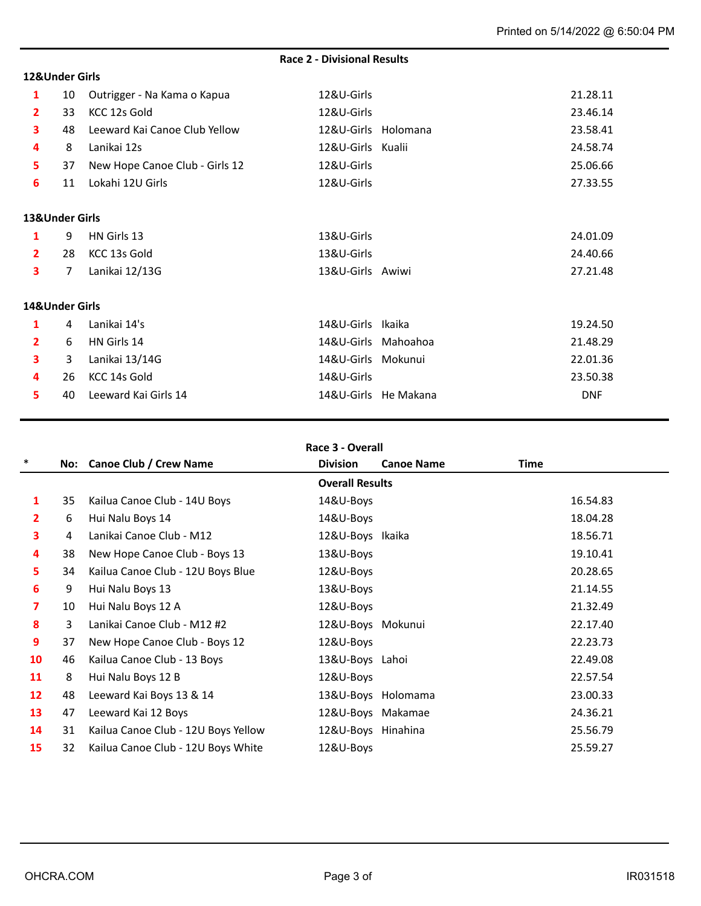## Race 2 - Divisional Results

### 12&Under Girls

| Place | No | Canoe Club / Crew Name | Division | Canoe Name | Time |
|---|---|---|---|---|---|
| 1 | 10 | Outrigger - Na Kama o Kapua | 12&U-Girls | | 21.28.11 |
| 2 | 33 | KCC 12s Gold | 12&U-Girls | | 23.46.14 |
| 3 | 48 | Leeward Kai Canoe Club Yellow | 12&U-Girls | Holomana | 23.58.41 |
| 4 | 8 | Lanikai 12s | 12&U-Girls | Kualii | 24.58.74 |
| 5 | 37 | New Hope Canoe Club - Girls 12 | 12&U-Girls | | 25.06.66 |
| 6 | 11 | Lokahi 12U Girls | 12&U-Girls | | 27.33.55 |

### 13&Under Girls

| Place | No | Canoe Club / Crew Name | Division | Canoe Name | Time |
|---|---|---|---|---|---|
| 1 | 9 | HN Girls 13 | 13&U-Girls | | 24.01.09 |
| 2 | 28 | KCC 13s Gold | 13&U-Girls | | 24.40.66 |
| 3 | 7 | Lanikai 12/13G | 13&U-Girls | Awiwi | 27.21.48 |

### 14&Under Girls

| Place | No | Canoe Club / Crew Name | Division | Canoe Name | Time |
|---|---|---|---|---|---|
| 1 | 4 | Lanikai 14's | 14&U-Girls | Ikaika | 19.24.50 |
| 2 | 6 | HN Girls 14 | 14&U-Girls | Mahoahoa | 21.48.29 |
| 3 | 3 | Lanikai 13/14G | 14&U-Girls | Mokunui | 22.01.36 |
| 4 | 26 | KCC 14s Gold | 14&U-Girls | | 23.50.38 |
| 5 | 40 | Leeward Kai Girls 14 | 14&U-Girls | He Makana | DNF |

## Race 3 - Overall

### Overall Results

| * | No: | Canoe Club / Crew Name | Division | Canoe Name | Time |
|---|---|---|---|---|---|
| 1 | 35 | Kailua Canoe Club - 14U Boys | 14&U-Boys | | 16.54.83 |
| 2 | 6 | Hui Nalu Boys 14 | 14&U-Boys | | 18.04.28 |
| 3 | 4 | Lanikai Canoe Club - M12 | 12&U-Boys | Ikaika | 18.56.71 |
| 4 | 38 | New Hope Canoe Club - Boys 13 | 13&U-Boys | | 19.10.41 |
| 5 | 34 | Kailua Canoe Club - 12U Boys Blue | 12&U-Boys | | 20.28.65 |
| 6 | 9 | Hui Nalu Boys 13 | 13&U-Boys | | 21.14.55 |
| 7 | 10 | Hui Nalu Boys 12 A | 12&U-Boys | | 21.32.49 |
| 8 | 3 | Lanikai Canoe Club - M12 #2 | 12&U-Boys | Mokunui | 22.17.40 |
| 9 | 37 | New Hope Canoe Club - Boys 12 | 12&U-Boys | | 22.23.73 |
| 10 | 46 | Kailua Canoe Club - 13 Boys | 13&U-Boys | Lahoi | 22.49.08 |
| 11 | 8 | Hui Nalu Boys 12 B | 12&U-Boys | | 22.57.54 |
| 12 | 48 | Leeward Kai Boys 13 & 14 | 13&U-Boys | Holomama | 23.00.33 |
| 13 | 47 | Leeward Kai 12 Boys | 12&U-Boys | Makamae | 24.36.21 |
| 14 | 31 | Kailua Canoe Club - 12U Boys Yellow | 12&U-Boys | Hinahina | 25.56.79 |
| 15 | 32 | Kailua Canoe Club - 12U Boys White | 12&U-Boys | | 25.59.27 |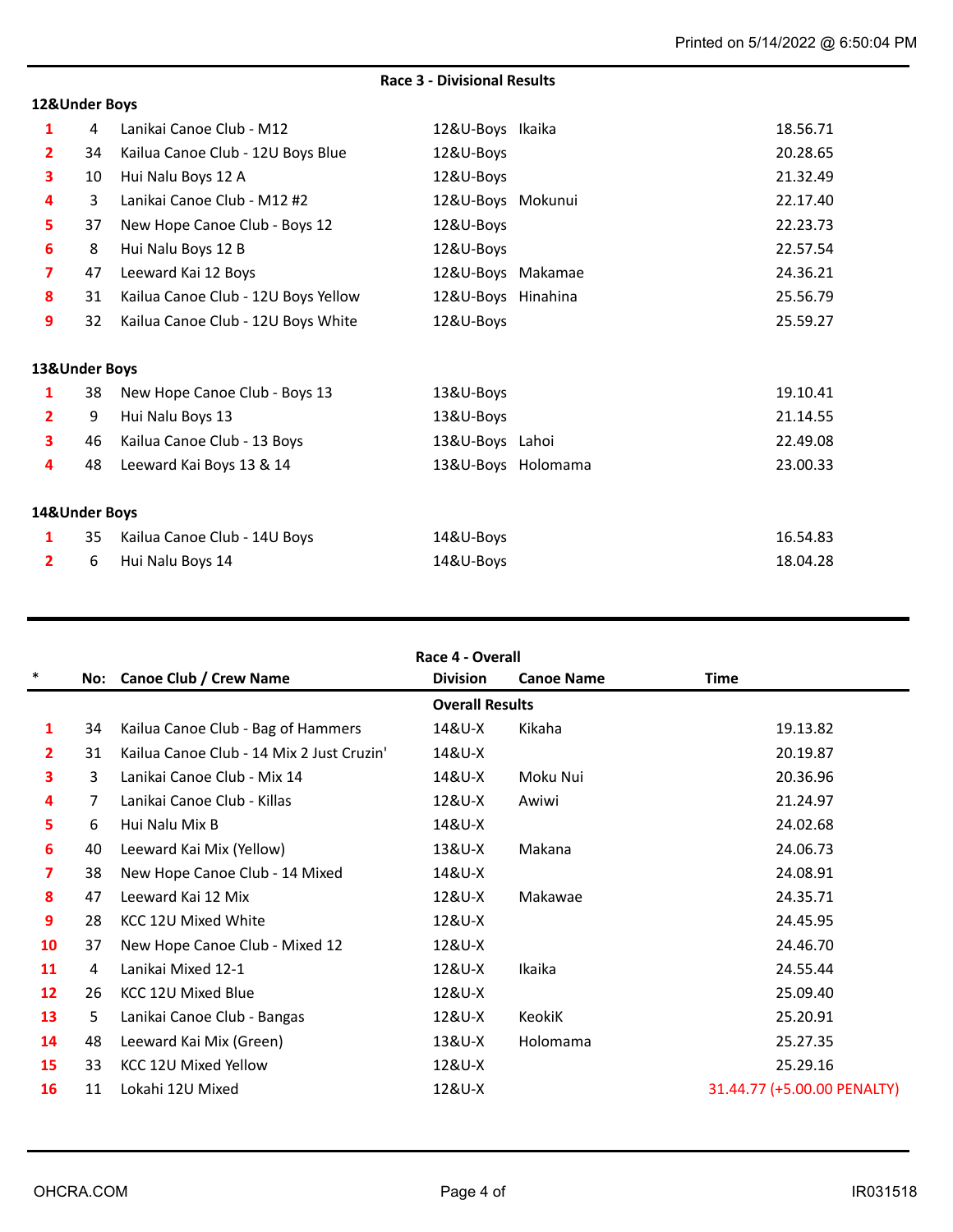## Race 3 - Divisional Results

### 12&Under Boys

| Place | No: | Canoe Club / Crew Name | Division | Canoe Name | Time |
|---|---|---|---|---|---|
| 1 | 4 | Lanikai Canoe Club - M12 | 12&U-Boys | Ikaika | 18.56.71 |
| 2 | 34 | Kailua Canoe Club - 12U Boys Blue | 12&U-Boys | | 20.28.65 |
| 3 | 10 | Hui Nalu Boys 12 A | 12&U-Boys | | 21.32.49 |
| 4 | 3 | Lanikai Canoe Club - M12 #2 | 12&U-Boys | Mokunui | 22.17.40 |
| 5 | 37 | New Hope Canoe Club - Boys 12 | 12&U-Boys | | 22.23.73 |
| 6 | 8 | Hui Nalu Boys 12 B | 12&U-Boys | | 22.57.54 |
| 7 | 47 | Leeward Kai 12 Boys | 12&U-Boys | Makamae | 24.36.21 |
| 8 | 31 | Kailua Canoe Club - 12U Boys Yellow | 12&U-Boys | Hinahina | 25.56.79 |
| 9 | 32 | Kailua Canoe Club - 12U Boys White | 12&U-Boys | | 25.59.27 |

### 13&Under Boys

| Place | No: | Canoe Club / Crew Name | Division | Canoe Name | Time |
|---|---|---|---|---|---|
| 1 | 38 | New Hope Canoe Club - Boys 13 | 13&U-Boys | | 19.10.41 |
| 2 | 9 | Hui Nalu Boys 13 | 13&U-Boys | | 21.14.55 |
| 3 | 46 | Kailua Canoe Club - 13 Boys | 13&U-Boys | Lahoi | 22.49.08 |
| 4 | 48 | Leeward Kai Boys 13 & 14 | 13&U-Boys | Holomama | 23.00.33 |

### 14&Under Boys

| Place | No: | Canoe Club / Crew Name | Division | Canoe Name | Time |
|---|---|---|---|---|---|
| 1 | 35 | Kailua Canoe Club - 14U Boys | 14&U-Boys | | 16.54.83 |
| 2 | 6 | Hui Nalu Boys 14 | 14&U-Boys | | 18.04.28 |

## Race 4 - Overall

### Overall Results

| * | No: | Canoe Club / Crew Name | Division | Canoe Name | Time |
|---|---|---|---|---|---|
| 1 | 34 | Kailua Canoe Club - Bag of Hammers | 14&U-X | Kikaha | 19.13.82 |
| 2 | 31 | Kailua Canoe Club - 14 Mix 2 Just Cruzin' | 14&U-X | | 20.19.87 |
| 3 | 3 | Lanikai Canoe Club - Mix 14 | 14&U-X | Moku Nui | 20.36.96 |
| 4 | 7 | Lanikai Canoe Club - Killas | 12&U-X | Awiwi | 21.24.97 |
| 5 | 6 | Hui Nalu Mix B | 14&U-X | | 24.02.68 |
| 6 | 40 | Leeward Kai Mix (Yellow) | 13&U-X | Makana | 24.06.73 |
| 7 | 38 | New Hope Canoe Club - 14 Mixed | 14&U-X | | 24.08.91 |
| 8 | 47 | Leeward Kai 12 Mix | 12&U-X | Makawae | 24.35.71 |
| 9 | 28 | KCC 12U Mixed White | 12&U-X | | 24.45.95 |
| 10 | 37 | New Hope Canoe Club - Mixed 12 | 12&U-X | | 24.46.70 |
| 11 | 4 | Lanikai Mixed 12-1 | 12&U-X | Ikaika | 24.55.44 |
| 12 | 26 | KCC 12U Mixed Blue | 12&U-X | | 25.09.40 |
| 13 | 5 | Lanikai Canoe Club - Bangas | 12&U-X | KeokiK | 25.20.91 |
| 14 | 48 | Leeward Kai Mix (Green) | 13&U-X | Holomama | 25.27.35 |
| 15 | 33 | KCC 12U Mixed Yellow | 12&U-X | | 25.29.16 |
| 16 | 11 | Lokahi 12U Mixed | 12&U-X | | 31.44.77 (+5.00.00 PENALTY) |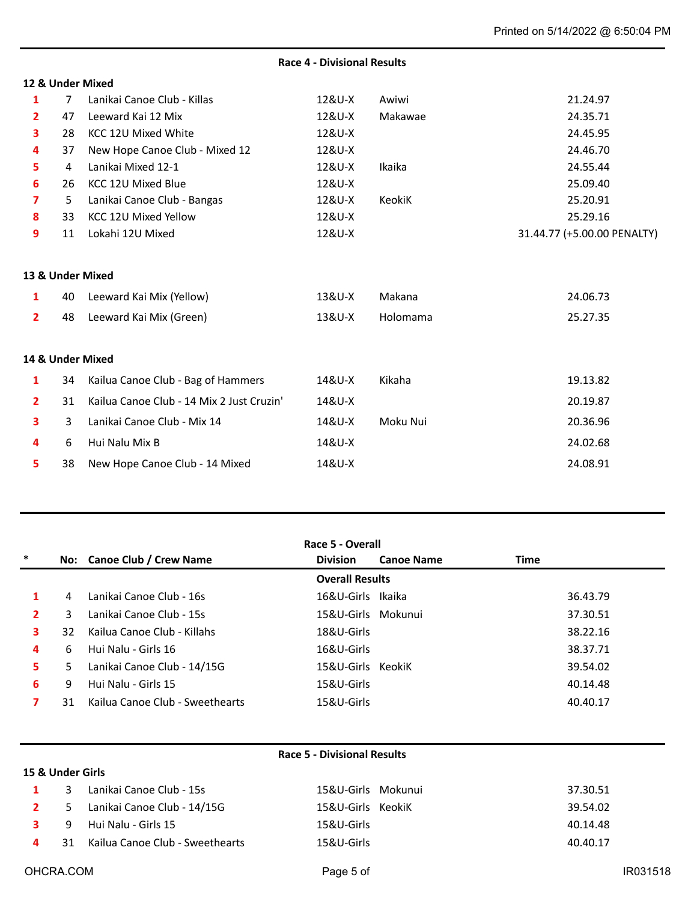Printed on 5/14/2022 @ 6:50:04 PM

## Race 4 - Divisional Results

### 12 & Under Mixed

| Place | No | Canoe Club / Crew Name | Division | Canoe Name | Time |
|---|---|---|---|---|---|
| 1 | 7 | Lanikai Canoe Club - Killas | 12&U-X | Awiwi | 21.24.97 |
| 2 | 47 | Leeward Kai 12 Mix | 12&U-X | Makawae | 24.35.71 |
| 3 | 28 | KCC 12U Mixed White | 12&U-X | | 24.45.95 |
| 4 | 37 | New Hope Canoe Club - Mixed 12 | 12&U-X | | 24.46.70 |
| 5 | 4 | Lanikai Mixed 12-1 | 12&U-X | Ikaika | 24.55.44 |
| 6 | 26 | KCC 12U Mixed Blue | 12&U-X | | 25.09.40 |
| 7 | 5 | Lanikai Canoe Club - Bangas | 12&U-X | KeokiK | 25.20.91 |
| 8 | 33 | KCC 12U Mixed Yellow | 12&U-X | | 25.29.16 |
| 9 | 11 | Lokahi 12U Mixed | 12&U-X | | 31.44.77 (+5.00.00 PENALTY) |

### 13 & Under Mixed

| Place | No | Canoe Club / Crew Name | Division | Canoe Name | Time |
|---|---|---|---|---|---|
| 1 | 40 | Leeward Kai Mix (Yellow) | 13&U-X | Makana | 24.06.73 |
| 2 | 48 | Leeward Kai Mix (Green) | 13&U-X | Holomama | 25.27.35 |

### 14 & Under Mixed

| Place | No | Canoe Club / Crew Name | Division | Canoe Name | Time |
|---|---|---|---|---|---|
| 1 | 34 | Kailua Canoe Club - Bag of Hammers | 14&U-X | Kikaha | 19.13.82 |
| 2 | 31 | Kailua Canoe Club - 14 Mix 2 Just Cruzin' | 14&U-X | | 20.19.87 |
| 3 | 3 | Lanikai Canoe Club - Mix 14 | 14&U-X | Moku Nui | 20.36.96 |
| 4 | 6 | Hui Nalu Mix B | 14&U-X | | 24.02.68 |
| 5 | 38 | New Hope Canoe Club - 14 Mixed | 14&U-X | | 24.08.91 |

## Race 5 - Overall

### Overall Results

| * | No: | Canoe Club / Crew Name | Division | Canoe Name | Time |
|---|---|---|---|---|---|
| 1 | 4 | Lanikai Canoe Club - 16s | 16&U-Girls | Ikaika | 36.43.79 |
| 2 | 3 | Lanikai Canoe Club - 15s | 15&U-Girls | Mokunui | 37.30.51 |
| 3 | 32 | Kailua Canoe Club - Killahs | 18&U-Girls | | 38.22.16 |
| 4 | 6 | Hui Nalu - Girls 16 | 16&U-Girls | | 38.37.71 |
| 5 | 5 | Lanikai Canoe Club - 14/15G | 15&U-Girls | KeokiK | 39.54.02 |
| 6 | 9 | Hui Nalu - Girls 15 | 15&U-Girls | | 40.14.48 |
| 7 | 31 | Kailua Canoe Club - Sweethearts | 15&U-Girls | | 40.40.17 |

## Race 5 - Divisional Results

### 15 & Under Girls

| Place | No | Canoe Club / Crew Name | Division | Canoe Name | Time |
|---|---|---|---|---|---|
| 1 | 3 | Lanikai Canoe Club - 15s | 15&U-Girls | Mokunui | 37.30.51 |
| 2 | 5 | Lanikai Canoe Club - 14/15G | 15&U-Girls | KeokiK | 39.54.02 |
| 3 | 9 | Hui Nalu - Girls 15 | 15&U-Girls | | 40.14.48 |
| 4 | 31 | Kailua Canoe Club - Sweethearts | 15&U-Girls | | 40.40.17 |

OHCRA.COM IR031518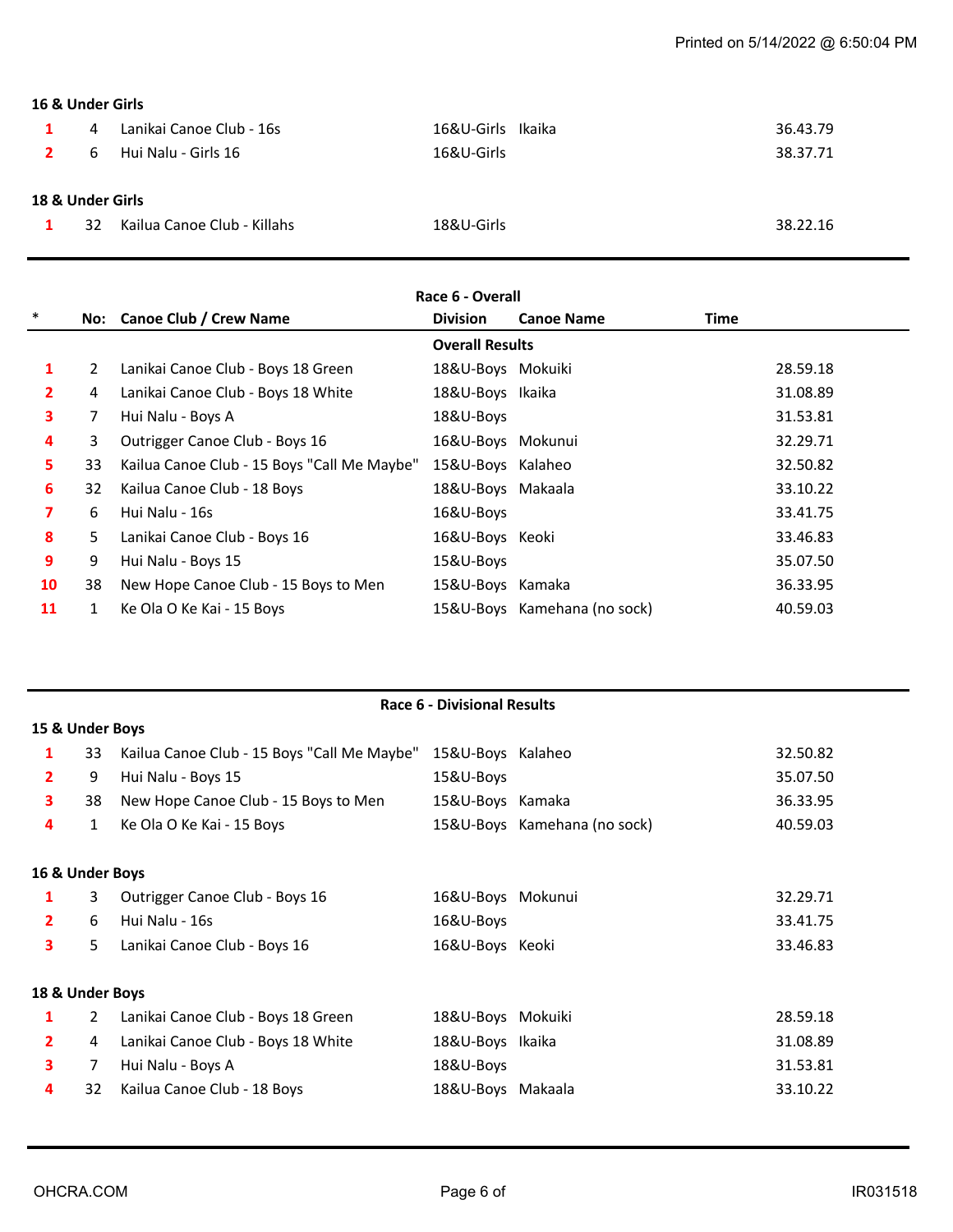**16 & Under Girls**

| * | No: | Canoe Club / Crew Name | Division | Canoe Name | Time |
|---|---|---|---|---|---|
| 1 | 4 | Lanikai Canoe Club - 16s | 16&U-Girls | Ikaika | 36.43.79 |
| 2 | 6 | Hui Nalu - Girls 16 | 16&U-Girls | | 38.37.71 |

**18 & Under Girls**

| * | No: | Canoe Club / Crew Name | Division | Canoe Name | Time |
|---|---|---|---|---|---|
| 1 | 32 | Kailua Canoe Club - Killahs | 18&U-Girls | | 38.22.16 |

## Race 6 - Overall

**Overall Results**

| * | No: | Canoe Club / Crew Name | Division | Canoe Name | Time |
|---|---|---|---|---|---|
| 1 | 2 | Lanikai Canoe Club - Boys 18 Green | 18&U-Boys | Mokuiki | 28.59.18 |
| 2 | 4 | Lanikai Canoe Club - Boys 18 White | 18&U-Boys | Ikaika | 31.08.89 |
| 3 | 7 | Hui Nalu - Boys A | 18&U-Boys | | 31.53.81 |
| 4 | 3 | Outrigger Canoe Club - Boys 16 | 16&U-Boys | Mokunui | 32.29.71 |
| 5 | 33 | Kailua Canoe Club - 15 Boys "Call Me Maybe" | 15&U-Boys | Kalaheo | 32.50.82 |
| 6 | 32 | Kailua Canoe Club - 18 Boys | 18&U-Boys | Makaala | 33.10.22 |
| 7 | 6 | Hui Nalu - 16s | 16&U-Boys | | 33.41.75 |
| 8 | 5 | Lanikai Canoe Club - Boys 16 | 16&U-Boys | Keoki | 33.46.83 |
| 9 | 9 | Hui Nalu - Boys 15 | 15&U-Boys | | 35.07.50 |
| 10 | 38 | New Hope Canoe Club - 15 Boys to Men | 15&U-Boys | Kamaka | 36.33.95 |
| 11 | 1 | Ke Ola O Ke Kai - 15 Boys | 15&U-Boys | Kamehana (no sock) | 40.59.03 |

## Race 6 - Divisional Results

**15 & Under Boys**

| * | No: | Canoe Club / Crew Name | Division | Canoe Name | Time |
|---|---|---|---|---|---|
| 1 | 33 | Kailua Canoe Club - 15 Boys "Call Me Maybe" | 15&U-Boys | Kalaheo | 32.50.82 |
| 2 | 9 | Hui Nalu - Boys 15 | 15&U-Boys | | 35.07.50 |
| 3 | 38 | New Hope Canoe Club - 15 Boys to Men | 15&U-Boys | Kamaka | 36.33.95 |
| 4 | 1 | Ke Ola O Ke Kai - 15 Boys | 15&U-Boys | Kamehana (no sock) | 40.59.03 |

**16 & Under Boys**

| * | No: | Canoe Club / Crew Name | Division | Canoe Name | Time |
|---|---|---|---|---|---|
| 1 | 3 | Outrigger Canoe Club - Boys 16 | 16&U-Boys | Mokunui | 32.29.71 |
| 2 | 6 | Hui Nalu - 16s | 16&U-Boys | | 33.41.75 |
| 3 | 5 | Lanikai Canoe Club - Boys 16 | 16&U-Boys | Keoki | 33.46.83 |

**18 & Under Boys**

| * | No: | Canoe Club / Crew Name | Division | Canoe Name | Time |
|---|---|---|---|---|---|
| 1 | 2 | Lanikai Canoe Club - Boys 18 Green | 18&U-Boys | Mokuiki | 28.59.18 |
| 2 | 4 | Lanikai Canoe Club - Boys 18 White | 18&U-Boys | Ikaika | 31.08.89 |
| 3 | 7 | Hui Nalu - Boys A | 18&U-Boys | | 31.53.81 |
| 4 | 32 | Kailua Canoe Club - 18 Boys | 18&U-Boys | Makaala | 33.10.22 |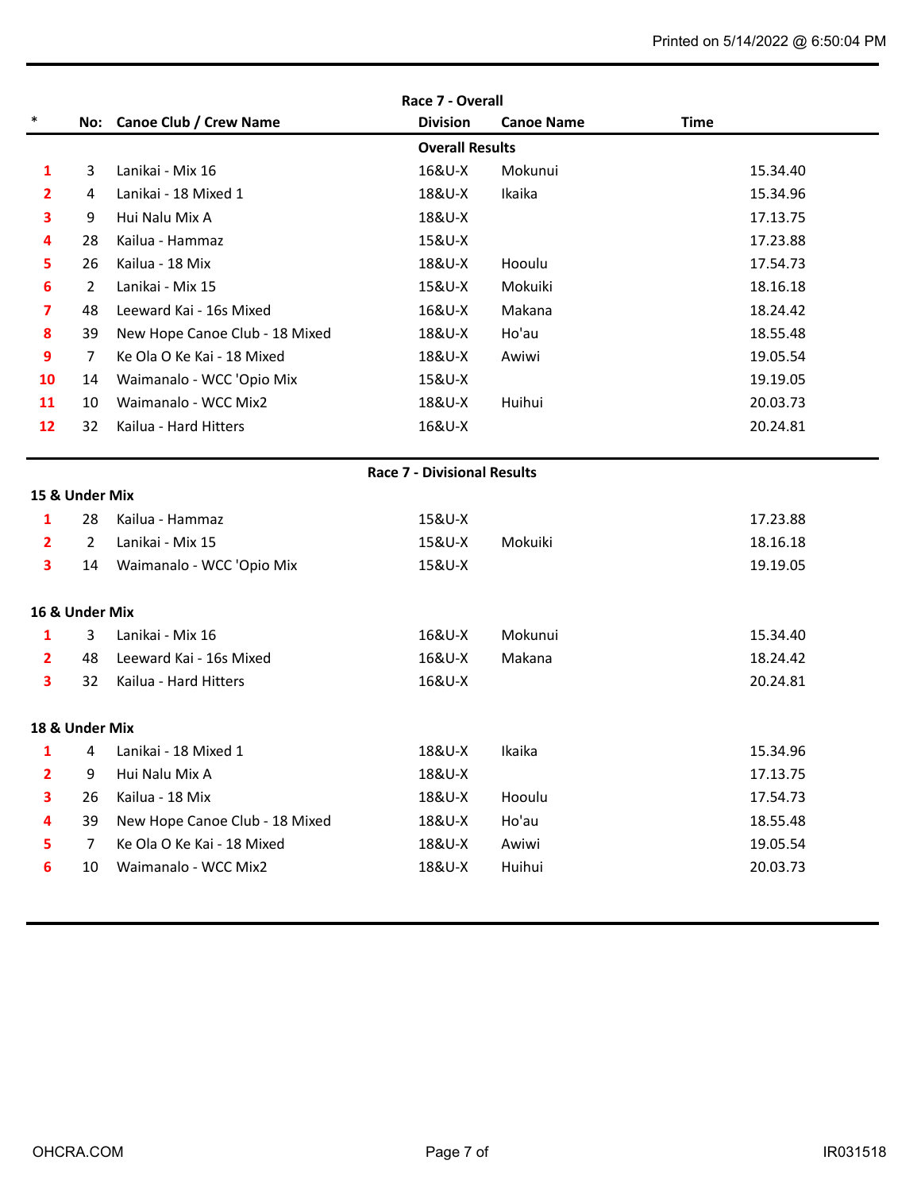## Race 7 - Overall

| * | No: | Canoe Club / Crew Name | Division | Canoe Name | Time |
|---|---|---|---|---|---|
| | | | **Overall Results** | | |
| 1 | 3 | Lanikai - Mix 16 | 16&U-X | Mokunui | 15.34.40 |
| 2 | 4 | Lanikai - 18 Mixed 1 | 18&U-X | Ikaika | 15.34.96 |
| 3 | 9 | Hui Nalu Mix A | 18&U-X | | 17.13.75 |
| 4 | 28 | Kailua - Hammaz | 15&U-X | | 17.23.88 |
| 5 | 26 | Kailua - 18 Mix | 18&U-X | Hooulu | 17.54.73 |
| 6 | 2 | Lanikai - Mix 15 | 15&U-X | Mokuiki | 18.16.18 |
| 7 | 48 | Leeward Kai - 16s Mixed | 16&U-X | Makana | 18.24.42 |
| 8 | 39 | New Hope Canoe Club - 18 Mixed | 18&U-X | Ho'au | 18.55.48 |
| 9 | 7 | Ke Ola O Ke Kai - 18 Mixed | 18&U-X | Awiwi | 19.05.54 |
| 10 | 14 | Waimanalo - WCC 'Opio Mix | 15&U-X | | 19.19.05 |
| 11 | 10 | Waimanalo - WCC Mix2 | 18&U-X | Huihui | 20.03.73 |
| 12 | 32 | Kailua - Hard Hitters | 16&U-X | | 20.24.81 |

## Race 7 - Divisional Results

### 15 & Under Mix

| | | | | | |
|---|---|---|---|---|---|
| 1 | 28 | Kailua - Hammaz | 15&U-X | | 17.23.88 |
| 2 | 2 | Lanikai - Mix 15 | 15&U-X | Mokuiki | 18.16.18 |
| 3 | 14 | Waimanalo - WCC 'Opio Mix | 15&U-X | | 19.19.05 |

### 16 & Under Mix

| | | | | | |
|---|---|---|---|---|---|
| 1 | 3 | Lanikai - Mix 16 | 16&U-X | Mokunui | 15.34.40 |
| 2 | 48 | Leeward Kai - 16s Mixed | 16&U-X | Makana | 18.24.42 |
| 3 | 32 | Kailua - Hard Hitters | 16&U-X | | 20.24.81 |

### 18 & Under Mix

| | | | | | |
|---|---|---|---|---|---|
| 1 | 4 | Lanikai - 18 Mixed 1 | 18&U-X | Ikaika | 15.34.96 |
| 2 | 9 | Hui Nalu Mix A | 18&U-X | | 17.13.75 |
| 3 | 26 | Kailua - 18 Mix | 18&U-X | Hooulu | 17.54.73 |
| 4 | 39 | New Hope Canoe Club - 18 Mixed | 18&U-X | Ho'au | 18.55.48 |
| 5 | 7 | Ke Ola O Ke Kai - 18 Mixed | 18&U-X | Awiwi | 19.05.54 |
| 6 | 10 | Waimanalo - WCC Mix2 | 18&U-X | Huihui | 20.03.73 |